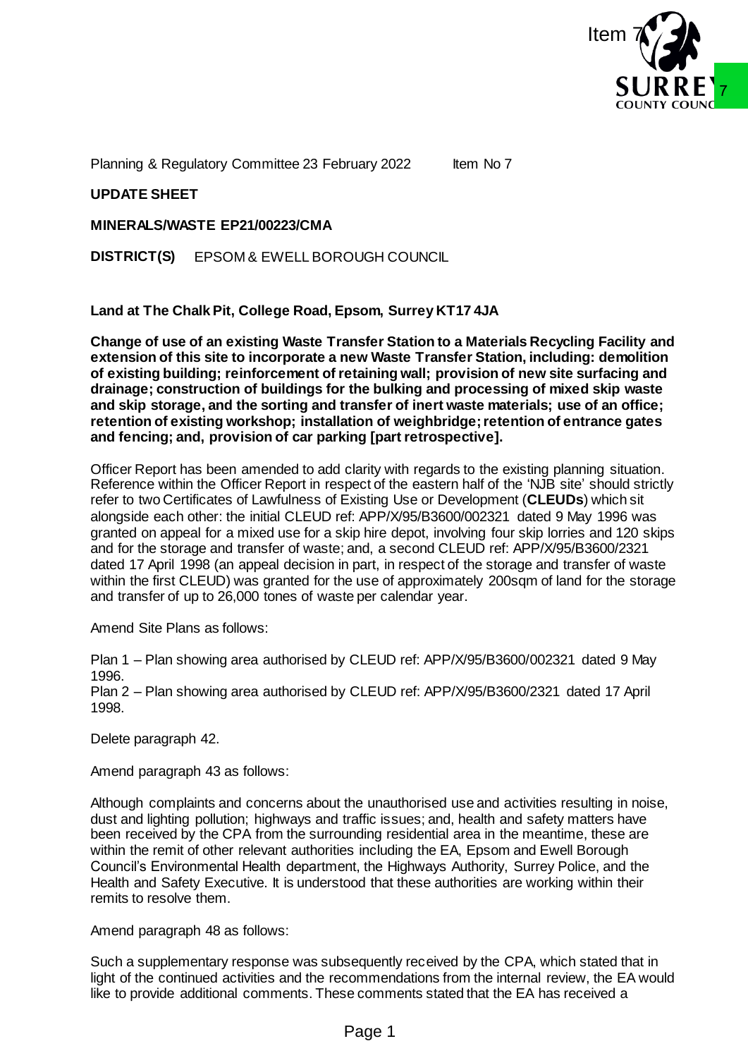Planning & Regulatory Committee 23 February 2022 Item No 7

**UPDATE SHEET**

**MINERALS/WASTE EP21/00223/CMA**

**DISTRICT(S)** EPSOM & EWELL BOROUGH COUNCIL

**Land at The Chalk Pit, College Road, Epsom, Surrey KT17 4JA**

**Change of use of an existing Waste Transfer Station to a Materials Recycling Facility and extension of this site to incorporate a new Waste Transfer Station, including: demolition of existing building; reinforcement of retaining wall; provision of new site surfacing and drainage; construction of buildings for the bulking and processing of mixed skip waste and skip storage, and the sorting and transfer of inert waste materials; use of an office; retention of existing workshop; installation of weighbridge; retention of entrance gates and fencing; and, provision of car parking [part retrospective].**

Officer Report has been amended to add clarity with regards to the existing planning situation. Reference within the Officer Report in respect of the eastern half of the 'NJB site' should strictly refer to two Certificates of Lawfulness of Existing Use or Development (**CLEUDs**) which sit alongside each other: the initial CLEUD ref: APP/X/95/B3600/002321 dated 9 May 1996 was granted on appeal for a mixed use for a skip hire depot, involving four skip lorries and 120 skips and for the storage and transfer of waste; and, a second CLEUD ref: APP/X/95/B3600/2321 dated 17 April 1998 (an appeal decision in part, in respect of the storage and transfer of waste within the first CLEUD) was granted for the use of approximately 200sqm of land for the storage and transfer of up to 26,000 tones of waste per calendar year.

Amend Site Plans as follows:

Plan 1 – Plan showing area authorised by CLEUD ref: APP/X/95/B3600/002321 dated 9 May 1996.
Plan 2 – Plan showing area authorised by CLEUD ref: APP/X/95/B3600/2321 dated 17 April 1998.

Delete paragraph 42.

Amend paragraph 43 as follows:

Although complaints and concerns about the unauthorised use and activities resulting in noise, dust and lighting pollution; highways and traffic issues; and, health and safety matters have been received by the CPA from the surrounding residential area in the meantime, these are within the remit of other relevant authorities including the EA, Epsom and Ewell Borough Council's Environmental Health department, the Highways Authority, Surrey Police, and the Health and Safety Executive. It is understood that these authorities are working within their remits to resolve them.

Amend paragraph 48 as follows:

Such a supplementary response was subsequently received by the CPA, which stated that in light of the continued activities and the recommendations from the internal review, the EA would like to provide additional comments. These comments stated that the EA has received a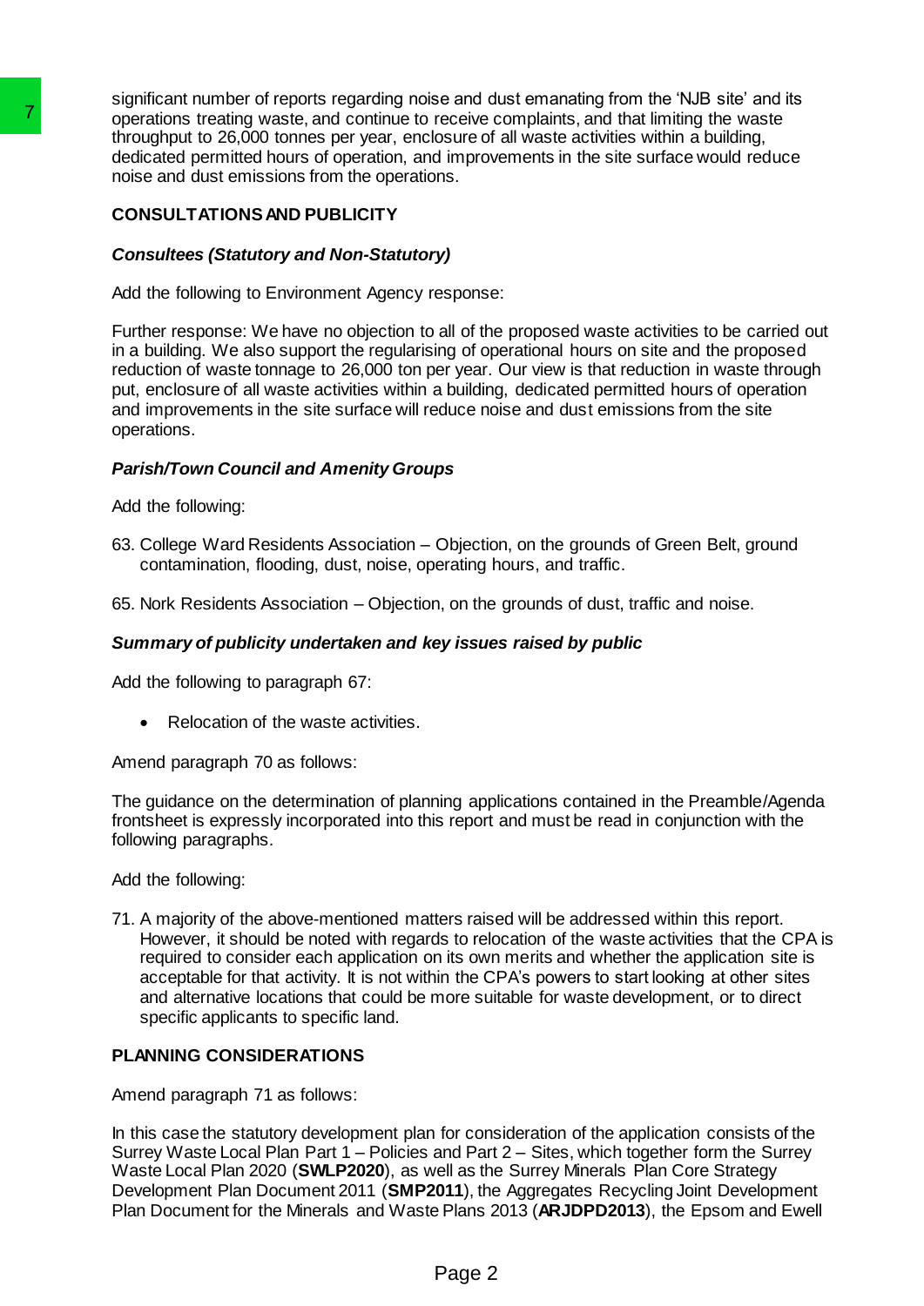significant number of reports regarding noise and dust emanating from the 'NJB site' and its operations treating waste, and continue to receive complaints, and that limiting the waste throughput to 26,000 tonnes per year, enclosure of all waste activities within a building, dedicated permitted hours of operation, and improvements in the site surface would reduce noise and dust emissions from the operations.

## CONSULTATIONS AND PUBLICITY

### *Consultees (Statutory and Non-Statutory)*

Add the following to Environment Agency response:

Further response: We have no objection to all of the proposed waste activities to be carried out in a building. We also support the regularising of operational hours on site and the proposed reduction of waste tonnage to 26,000 ton per year. Our view is that reduction in waste through put, enclosure of all waste activities within a building, dedicated permitted hours of operation and improvements in the site surface will reduce noise and dust emissions from the site operations.

### *Parish/Town Council and Amenity Groups*

Add the following:

63. College Ward Residents Association – Objection, on the grounds of Green Belt, ground contamination, flooding, dust, noise, operating hours, and traffic.

65. Nork Residents Association – Objection, on the grounds of dust, traffic and noise.

### *Summary of publicity undertaken and key issues raised by public*

Add the following to paragraph 67:

- Relocation of the waste activities.

Amend paragraph 70 as follows:

The guidance on the determination of planning applications contained in the Preamble/Agenda frontsheet is expressly incorporated into this report and must be read in conjunction with the following paragraphs.

Add the following:

71. A majority of the above-mentioned matters raised will be addressed within this report. However, it should be noted with regards to relocation of the waste activities that the CPA is required to consider each application on its own merits and whether the application site is acceptable for that activity. It is not within the CPA's powers to start looking at other sites and alternative locations that could be more suitable for waste development, or to direct specific applicants to specific land.

## PLANNING CONSIDERATIONS

Amend paragraph 71 as follows:

In this case the statutory development plan for consideration of the application consists of the Surrey Waste Local Plan Part 1 – Policies and Part 2 – Sites, which together form the Surrey Waste Local Plan 2020 (**SWLP2020**), as well as the Surrey Minerals Plan Core Strategy Development Plan Document 2011 (**SMP2011**), the Aggregates Recycling Joint Development Plan Document for the Minerals and Waste Plans 2013 (**ARJDPD2013**), the Epsom and Ewell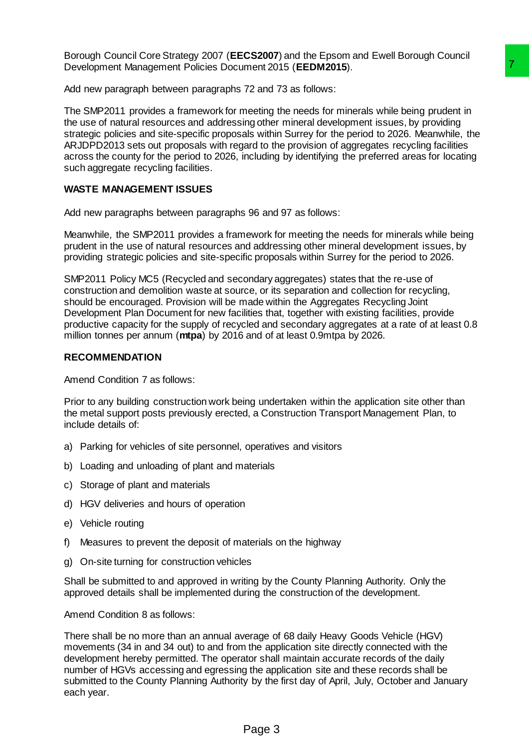Borough Council Core Strategy 2007 (**EECS2007**) and the Epsom and Ewell Borough Council Development Management Policies Document 2015 (**EEDM2015**).

Add new paragraph between paragraphs 72 and 73 as follows:

The SMP2011 provides a framework for meeting the needs for minerals while being prudent in the use of natural resources and addressing other mineral development issues, by providing strategic policies and site-specific proposals within Surrey for the period to 2026. Meanwhile, the ARJDPD2013 sets out proposals with regard to the provision of aggregates recycling facilities across the county for the period to 2026, including by identifying the preferred areas for locating such aggregate recycling facilities.

**WASTE MANAGEMENT ISSUES**

Add new paragraphs between paragraphs 96 and 97 as follows:

Meanwhile, the SMP2011 provides a framework for meeting the needs for minerals while being prudent in the use of natural resources and addressing other mineral development issues, by providing strategic policies and site-specific proposals within Surrey for the period to 2026.

SMP2011 Policy MC5 (Recycled and secondary aggregates) states that the re-use of construction and demolition waste at source, or its separation and collection for recycling, should be encouraged. Provision will be made within the Aggregates Recycling Joint Development Plan Document for new facilities that, together with existing facilities, provide productive capacity for the supply of recycled and secondary aggregates at a rate of at least 0.8 million tonnes per annum (**mtpa**) by 2016 and of at least 0.9mtpa by 2026.

**RECOMMENDATION**

Amend Condition 7 as follows:

Prior to any building construction work being undertaken within the application site other than the metal support posts previously erected, a Construction Transport Management Plan, to include details of:

a) Parking for vehicles of site personnel, operatives and visitors

b) Loading and unloading of plant and materials

c) Storage of plant and materials

d) HGV deliveries and hours of operation

e) Vehicle routing

f) Measures to prevent the deposit of materials on the highway

g) On-site turning for construction vehicles

Shall be submitted to and approved in writing by the County Planning Authority. Only the approved details shall be implemented during the construction of the development.

Amend Condition 8 as follows:

There shall be no more than an annual average of 68 daily Heavy Goods Vehicle (HGV) movements (34 in and 34 out) to and from the application site directly connected with the development hereby permitted. The operator shall maintain accurate records of the daily number of HGVs accessing and egressing the application site and these records shall be submitted to the County Planning Authority by the first day of April, July, October and January each year.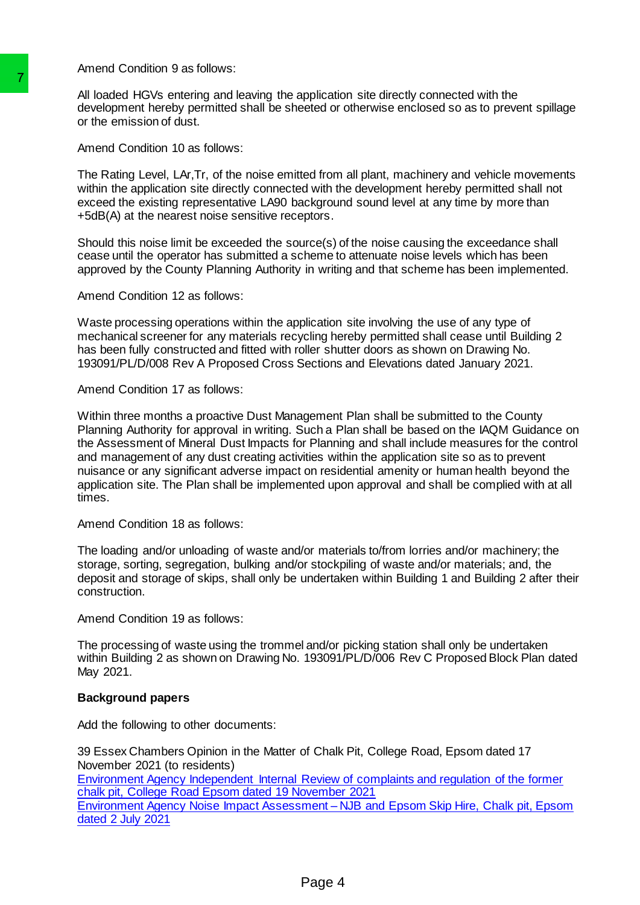Amend Condition 9 as follows:

All loaded HGVs entering and leaving the application site directly connected with the development hereby permitted shall be sheeted or otherwise enclosed so as to prevent spillage or the emission of dust.

Amend Condition 10 as follows:

The Rating Level, LAr,Tr, of the noise emitted from all plant, machinery and vehicle movements within the application site directly connected with the development hereby permitted shall not exceed the existing representative LA90 background sound level at any time by more than +5dB(A) at the nearest noise sensitive receptors.

Should this noise limit be exceeded the source(s) of the noise causing the exceedance shall cease until the operator has submitted a scheme to attenuate noise levels which has been approved by the County Planning Authority in writing and that scheme has been implemented.

Amend Condition 12 as follows:

Waste processing operations within the application site involving the use of any type of mechanical screener for any materials recycling hereby permitted shall cease until Building 2 has been fully constructed and fitted with roller shutter doors as shown on Drawing No. 193091/PL/D/008 Rev A Proposed Cross Sections and Elevations dated January 2021.

Amend Condition 17 as follows:

Within three months a proactive Dust Management Plan shall be submitted to the County Planning Authority for approval in writing. Such a Plan shall be based on the IAQM Guidance on the Assessment of Mineral Dust Impacts for Planning and shall include measures for the control and management of any dust creating activities within the application site so as to prevent nuisance or any significant adverse impact on residential amenity or human health beyond the application site. The Plan shall be implemented upon approval and shall be complied with at all times.

Amend Condition 18 as follows:

The loading and/or unloading of waste and/or materials to/from lorries and/or machinery; the storage, sorting, segregation, bulking and/or stockpiling of waste and/or materials; and, the deposit and storage of skips, shall only be undertaken within Building 1 and Building 2 after their construction.

Amend Condition 19 as follows:

The processing of waste using the trommel and/or picking station shall only be undertaken within Building 2 as shown on Drawing No. 193091/PL/D/006 Rev C Proposed Block Plan dated May 2021.

**Background papers**

Add the following to other documents:

39 Essex Chambers Opinion in the Matter of Chalk Pit, College Road, Epsom dated 17 November 2021 (to residents)
Environment Agency Independent Internal Review of complaints and regulation of the former chalk pit, College Road Epsom dated 19 November 2021
Environment Agency Noise Impact Assessment – NJB and Epsom Skip Hire, Chalk pit, Epsom dated 2 July 2021